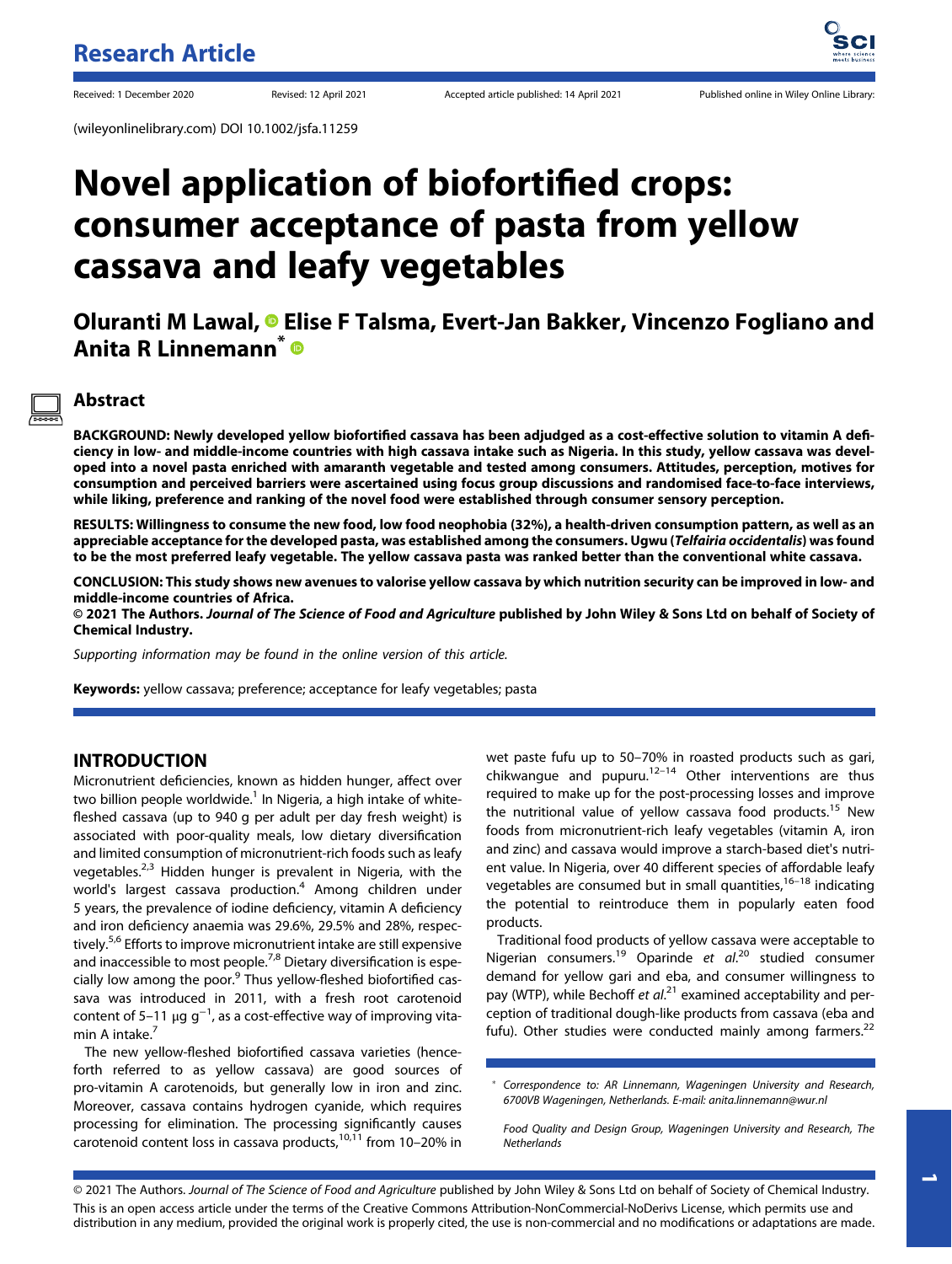Research Article

Received: 1 December 2020 Revised: 12 April 2021 Accepted article published: 14 April 2021 Published online in Wiley Online Library:

(wileyonlinelibrary.com) DOI 10.1002/jsfa.11259

# Novel application of biofortified crops: consumer acceptance of pasta from yellow cassava and leafy vegetables

**Oluranti M Lawal, Elise F Talsma, Evert-Jan Bakker, Vincenzo Fogliano and Anita R Linnemann***

## Abstract

**BACKGROUND: Newly developed yellow biofortified cassava has been adjudged as a cost-effective solution to vitamin A deficiency in low- and middle-income countries with high cassava intake such as Nigeria. In this study, yellow cassava was developed into a novel pasta enriched with amaranth vegetable and tested among consumers. Attitudes, perception, motives for consumption and perceived barriers were ascertained using focus group discussions and randomised face-to-face interviews, while liking, preference and ranking of the novel food were established through consumer sensory perception.**

**RESULTS: Willingness to consume the new food, low food neophobia (32%), a health-driven consumption pattern, as well as an appreciable acceptance for the developed pasta, was established among the consumers. Ugwu (*Telfairia occidentalis*) was found to be the most preferred leafy vegetable. The yellow cassava pasta was ranked better than the conventional white cassava.**

**CONCLUSION: This study shows new avenues to valorise yellow cassava by which nutrition security can be improved in low- and middle-income countries of Africa.**

**© 2021 The Authors. *Journal of The Science of Food and Agriculture* published by John Wiley & Sons Ltd on behalf of Society of Chemical Industry.**

*Supporting information may be found in the online version of this article.*

**Keywords:** yellow cassava; preference; acceptance for leafy vegetables; pasta

## INTRODUCTION

Micronutrient deficiencies, known as hidden hunger, affect over two billion people worldwide.[1] In Nigeria, a high intake of white-fleshed cassava (up to 940 g per adult per day fresh weight) is associated with poor-quality meals, low dietary diversification and limited consumption of micronutrient-rich foods such as leafy vegetables.[2,3] Hidden hunger is prevalent in Nigeria, with the world's largest cassava production.[4] Among children under 5 years, the prevalence of iodine deficiency, vitamin A deficiency and iron deficiency anaemia was 29.6%, 29.5% and 28%, respectively.[5,6] Efforts to improve micronutrient intake are still expensive and inaccessible to most people.[7,8] Dietary diversification is especially low among the poor.[9] Thus yellow-fleshed biofortified cassava was introduced in 2011, with a fresh root carotenoid content of 5–11 $\mu g\ g^{-1}$, as a cost-effective way of improving vitamin A intake.[7]

The new yellow-fleshed biofortified cassava varieties (henceforth referred to as yellow cassava) are good sources of pro-vitamin A carotenoids, but generally low in iron and zinc. Moreover, cassava contains hydrogen cyanide, which requires processing for elimination. The processing significantly causes carotenoid content loss in cassava products,[10,11] from 10–20% in wet paste fufu up to 50–70% in roasted products such as gari, chikwangue and pupuru.[12–14] Other interventions are thus required to make up for the post-processing losses and improve the nutritional value of yellow cassava food products.[15] New foods from micronutrient-rich leafy vegetables (vitamin A, iron and zinc) and cassava would improve a starch-based diet's nutrient value. In Nigeria, over 40 different species of affordable leafy vegetables are consumed but in small quantities,[16–18] indicating the potential to reintroduce them in popularly eaten food products.

Traditional food products of yellow cassava were acceptable to Nigerian consumers.[19] Oparinde *et al.*[20] studied consumer demand for yellow gari and eba, and consumer willingness to pay (WTP), while Bechoff *et al.*[21] examined acceptability and perception of traditional dough-like products from cassava (eba and fufu). Other studies were conducted mainly among farmers.[22]

\* Correspondence to: AR Linnemann, Wageningen University and Research, 6700VB Wageningen, Netherlands. E-mail: anita.linnemann@wur.nl

Food Quality and Design Group, Wageningen University and Research, The Netherlands

© 2021 The Authors. *Journal of The Science of Food and Agriculture* published by John Wiley & Sons Ltd on behalf of Society of Chemical Industry. This is an open access article under the terms of the Creative Commons Attribution-NonCommercial-NoDerivs License, which permits use and distribution in any medium, provided the original work is properly cited, the use is non-commercial and no modifications or adaptations are made.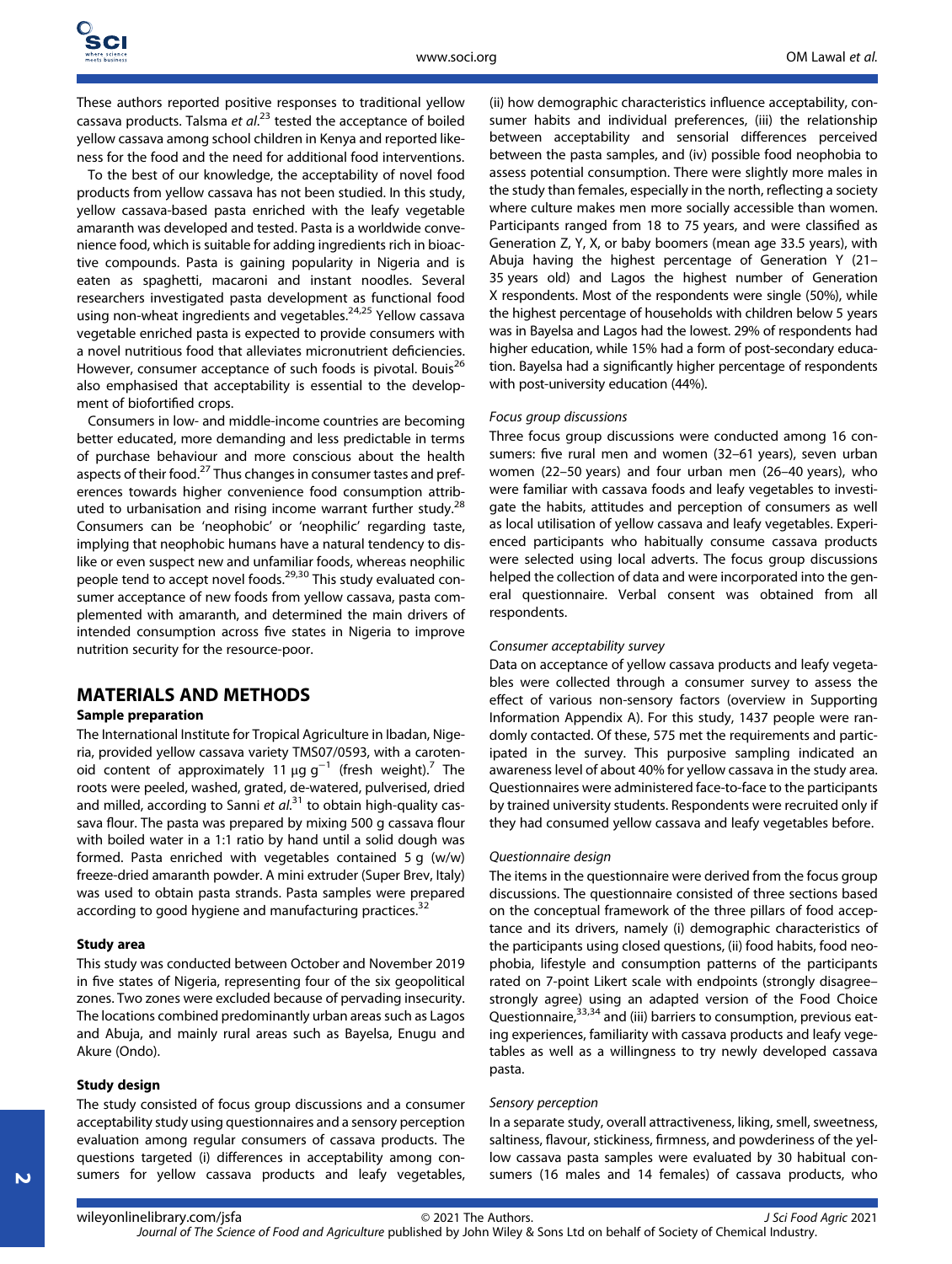These authors reported positive responses to traditional yellow cassava products. Talsma *et al*.[23] tested the acceptance of boiled yellow cassava among school children in Kenya and reported likeness for the food and the need for additional food interventions.

To the best of our knowledge, the acceptability of novel food products from yellow cassava has not been studied. In this study, yellow cassava-based pasta enriched with the leafy vegetable amaranth was developed and tested. Pasta is a worldwide convenience food, which is suitable for adding ingredients rich in bioactive compounds. Pasta is gaining popularity in Nigeria and is eaten as spaghetti, macaroni and instant noodles. Several researchers investigated pasta development as functional food using non-wheat ingredients and vegetables.[24,25] Yellow cassava vegetable enriched pasta is expected to provide consumers with a novel nutritious food that alleviates micronutrient deficiencies. However, consumer acceptance of such foods is pivotal. Bouis[26] also emphasised that acceptability is essential to the development of biofortified crops.

Consumers in low- and middle-income countries are becoming better educated, more demanding and less predictable in terms of purchase behaviour and more conscious about the health aspects of their food.[27] Thus changes in consumer tastes and preferences towards higher convenience food consumption attributed to urbanisation and rising income warrant further study.[28] Consumers can be 'neophobic' or 'neophilic' regarding taste, implying that neophobic humans have a natural tendency to dislike or even suspect new and unfamiliar foods, whereas neophilic people tend to accept novel foods.[29,30] This study evaluated consumer acceptance of new foods from yellow cassava, pasta complemented with amaranth, and determined the main drivers of intended consumption across five states in Nigeria to improve nutrition security for the resource-poor.

## MATERIALS AND METHODS

### Sample preparation

The International Institute for Tropical Agriculture in Ibadan, Nigeria, provided yellow cassava variety TMS07/0593, with a carotenoid content of approximately 11 $\mu g\ g^{-1}$ (fresh weight).[7] The roots were peeled, washed, grated, de-watered, pulverised, dried and milled, according to Sanni *et al*.[31] to obtain high-quality cassava flour. The pasta was prepared by mixing 500 g cassava flour with boiled water in a 1:1 ratio by hand until a solid dough was formed. Pasta enriched with vegetables contained 5 g (w/w) freeze-dried amaranth powder. A mini extruder (Super Brev, Italy) was used to obtain pasta strands. Pasta samples were prepared according to good hygiene and manufacturing practices.[32]

### Study area

This study was conducted between October and November 2019 in five states of Nigeria, representing four of the six geopolitical zones. Two zones were excluded because of pervading insecurity. The locations combined predominantly urban areas such as Lagos and Abuja, and mainly rural areas such as Bayelsa, Enugu and Akure (Ondo).

### Study design

The study consisted of focus group discussions and a consumer acceptability study using questionnaires and a sensory perception evaluation among regular consumers of cassava products. The questions targeted (i) differences in acceptability among consumers for yellow cassava products and leafy vegetables, (ii) how demographic characteristics influence acceptability, consumer habits and individual preferences, (iii) the relationship between acceptability and sensorial differences perceived between the pasta samples, and (iv) possible food neophobia to assess potential consumption. There were slightly more males in the study than females, especially in the north, reflecting a society where culture makes men more socially accessible than women. Participants ranged from 18 to 75 years, and were classified as Generation Z, Y, X, or baby boomers (mean age 33.5 years), with Abuja having the highest percentage of Generation Y (21–35 years old) and Lagos the highest number of Generation X respondents. Most of the respondents were single (50%), while the highest percentage of households with children below 5 years was in Bayelsa and Lagos had the lowest. 29% of respondents had higher education, while 15% had a form of post-secondary education. Bayelsa had a significantly higher percentage of respondents with post-university education (44%).

#### Focus group discussions

Three focus group discussions were conducted among 16 consumers: five rural men and women (32–61 years), seven urban women (22–50 years) and four urban men (26–40 years), who were familiar with cassava foods and leafy vegetables to investigate the habits, attitudes and perception of consumers as well as local utilisation of yellow cassava and leafy vegetables. Experienced participants who habitually consume cassava products were selected using local adverts. The focus group discussions helped the collection of data and were incorporated into the general questionnaire. Verbal consent was obtained from all respondents.

#### Consumer acceptability survey

Data on acceptance of yellow cassava products and leafy vegetables were collected through a consumer survey to assess the effect of various non-sensory factors (overview in Supporting Information Appendix A). For this study, 1437 people were randomly contacted. Of these, 575 met the requirements and participated in the survey. This purposive sampling indicated an awareness level of about 40% for yellow cassava in the study area. Questionnaires were administered face-to-face to the participants by trained university students. Respondents were recruited only if they had consumed yellow cassava and leafy vegetables before.

#### Questionnaire design

The items in the questionnaire were derived from the focus group discussions. The questionnaire consisted of three sections based on the conceptual framework of the three pillars of food acceptance and its drivers, namely (i) demographic characteristics of the participants using closed questions, (ii) food habits, food neophobia, lifestyle and consumption patterns of the participants rated on 7-point Likert scale with endpoints (strongly disagree–strongly agree) using an adapted version of the Food Choice Questionnaire,[33,34] and (iii) barriers to consumption, previous eating experiences, familiarity with cassava products and leafy vegetables as well as a willingness to try newly developed cassava pasta.

#### Sensory perception

In a separate study, overall attractiveness, liking, smell, sweetness, saltiness, flavour, stickiness, firmness, and powderiness of the yellow cassava pasta samples were evaluated by 30 habitual consumers (16 males and 14 females) of cassava products, who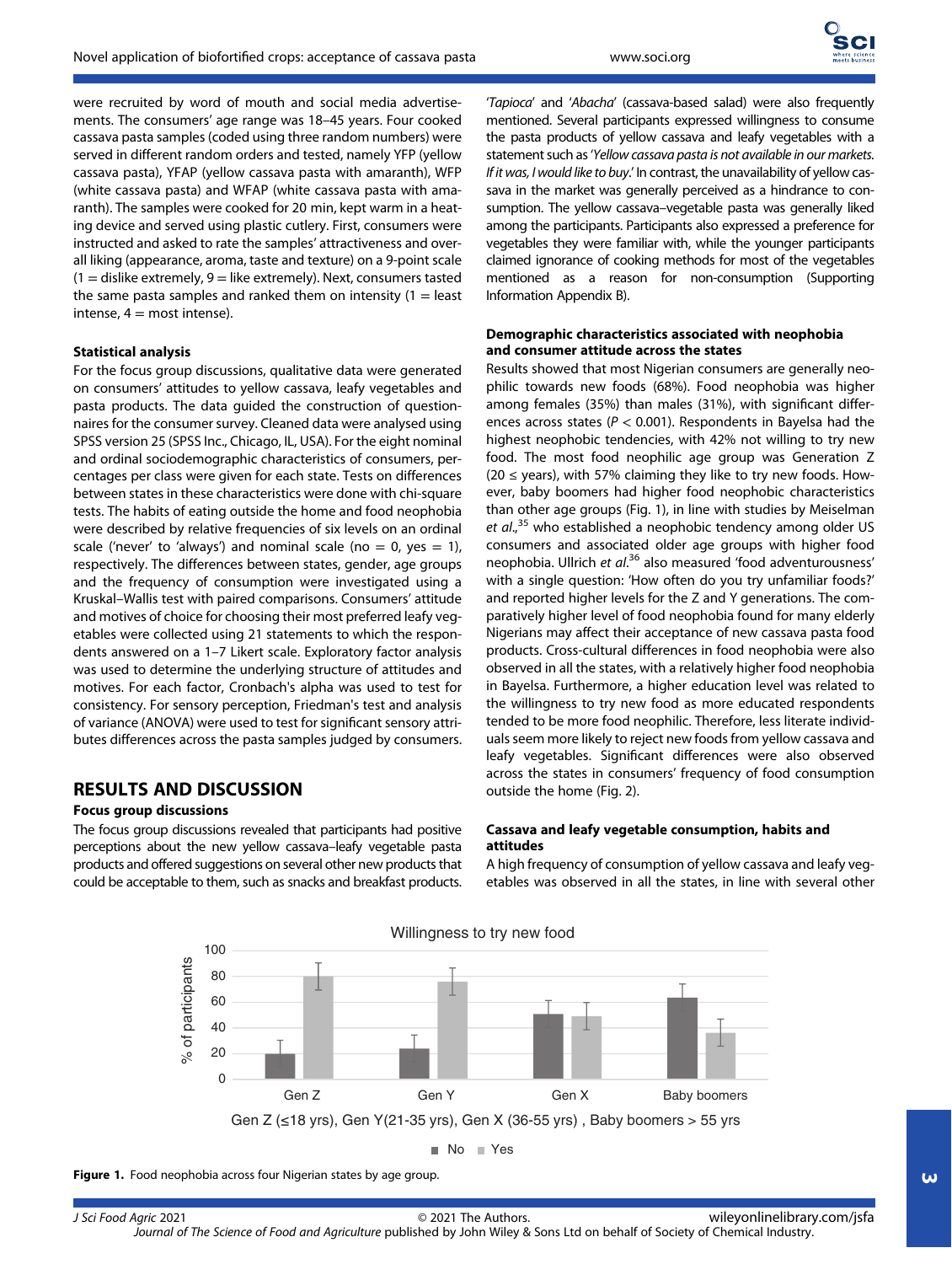were recruited by word of mouth and social media advertisements. The consumers' age range was 18–45 years. Four cooked cassava pasta samples (coded using three random numbers) were served in different random orders and tested, namely YFP (yellow cassava pasta), YFAP (yellow cassava pasta with amaranth), WFP (white cassava pasta) and WFAP (white cassava pasta with amaranth). The samples were cooked for 20 min, kept warm in a heating device and served using plastic cutlery. First, consumers were instructed and asked to rate the samples' attractiveness and overall liking (appearance, aroma, taste and texture) on a 9-point scale (1 = dislike extremely, 9 = like extremely). Next, consumers tasted the same pasta samples and ranked them on intensity (1 = least intense, 4 = most intense).

### Statistical analysis

For the focus group discussions, qualitative data were generated on consumers' attitudes to yellow cassava, leafy vegetables and pasta products. The data guided the construction of questionnaires for the consumer survey. Cleaned data were analysed using SPSS version 25 (SPSS Inc., Chicago, IL, USA). For the eight nominal and ordinal sociodemographic characteristics of consumers, percentages per class were given for each state. Tests on differences between states in these characteristics were done with chi-square tests. The habits of eating outside the home and food neophobia were described by relative frequencies of six levels on an ordinal scale ('never' to 'always') and nominal scale (no = 0, yes = 1), respectively. The differences between states, gender, age groups and the frequency of consumption were investigated using a Kruskal–Wallis test with paired comparisons. Consumers' attitude and motives of choice for choosing their most preferred leafy vegetables were collected using 21 statements to which the respondents answered on a 1–7 Likert scale. Exploratory factor analysis was used to determine the underlying structure of attitudes and motives. For each factor, Cronbach's alpha was used to test for consistency. For sensory perception, Friedman's test and analysis of variance (ANOVA) were used to test for significant sensory attributes differences across the pasta samples judged by consumers.

## RESULTS AND DISCUSSION

### Focus group discussions

The focus group discussions revealed that participants had positive perceptions about the new yellow cassava–leafy vegetable pasta products and offered suggestions on several other new products that could be acceptable to them, such as snacks and breakfast products. '*Tapioca*' and '*Abacha*' (cassava-based salad) were also frequently mentioned. Several participants expressed willingness to consume the pasta products of yellow cassava and leafy vegetables with a statement such as '*Yellow cassava pasta is not available in our markets. If it was, I would like to buy.*' In contrast, the unavailability of yellow cassava in the market was generally perceived as a hindrance to consumption. The yellow cassava–vegetable pasta was generally liked among the participants. Participants also expressed a preference for vegetables they were familiar with, while the younger participants claimed ignorance of cooking methods for most of the vegetables mentioned as a reason for non-consumption (Supporting Information Appendix B).

### Demographic characteristics associated with neophobia and consumer attitude across the states

Results showed that most Nigerian consumers are generally neophilic towards new foods (68%). Food neophobia was higher among females (35%) than males (31%), with significant differences across states ($P < 0.001$). Respondents in Bayelsa had the highest neophobic tendencies, with 42% not willing to try new food. The most food neophilic age group was Generation Z (20 ≤ years), with 57% claiming they like to try new foods. However, baby boomers had higher food neophobic characteristics than other age groups (Fig. 1), in line with studies by Meiselman *et al.*,[35] who established a neophobic tendency among older US consumers and associated older age groups with higher food neophobia. Ullrich *et al.*[36] also measured 'food adventurousness' with a single question: 'How often do you try unfamiliar foods?' and reported higher levels for the Z and Y generations. The comparatively higher level of food neophobia found for many elderly Nigerians may affect their acceptance of new cassava pasta food products. Cross-cultural differences in food neophobia were also observed in all the states, with a relatively higher food neophobia in Bayelsa. Furthermore, a higher education level was related to the willingness to try new food as more educated respondents tended to be more food neophilic. Therefore, less literate individuals seem more likely to reject new foods from yellow cassava and leafy vegetables. Significant differences were also observed across the states in consumers' frequency of food consumption outside the home (Fig. 2).

### Cassava and leafy vegetable consumption, habits and attitudes

A high frequency of consumption of yellow cassava and leafy vegetables was observed in all the states, in line with several other

**Figure 1.** Food neophobia across four Nigerian states by age group.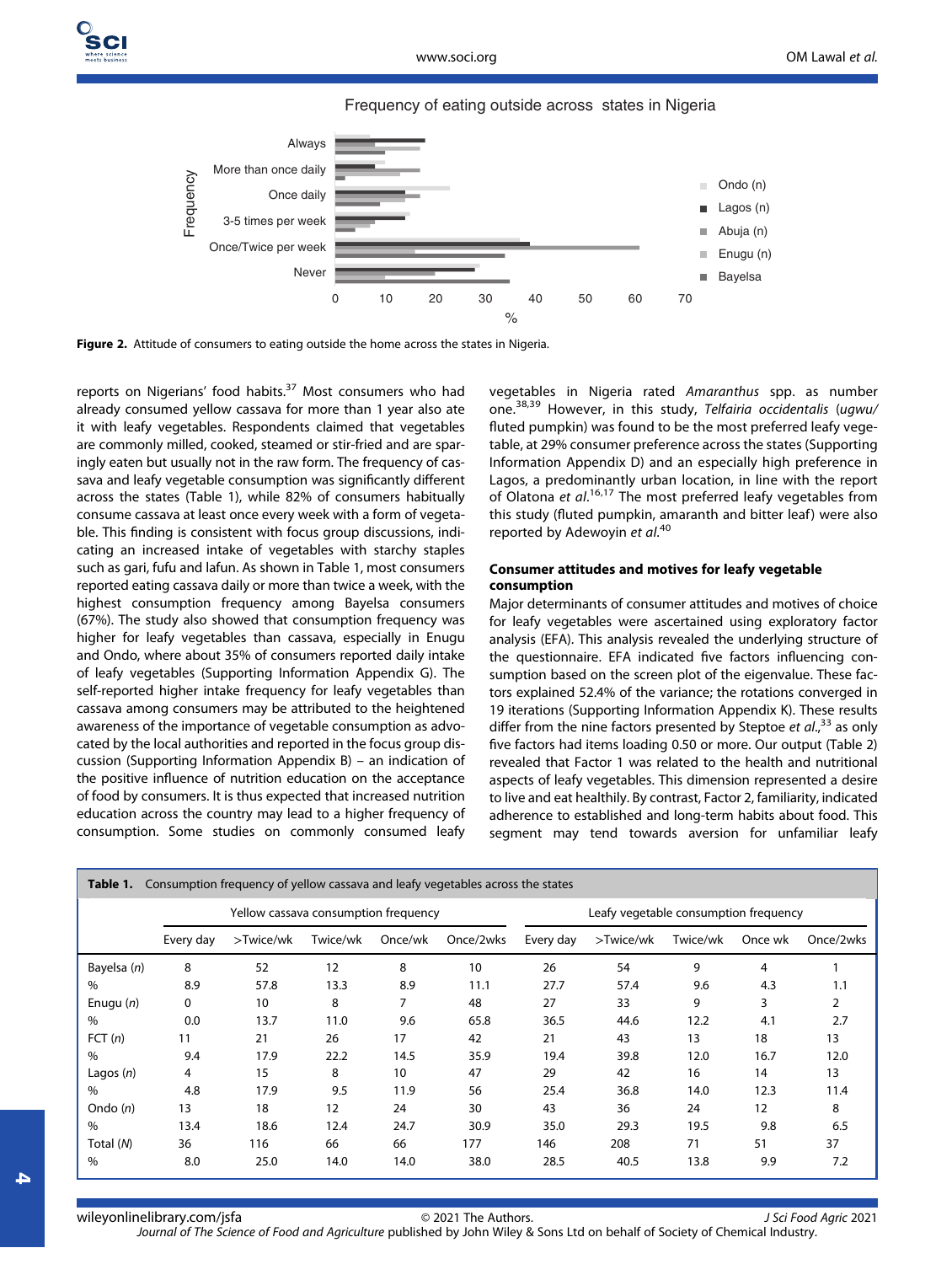Frequency of eating outside across states in Nigeria

Figure 2. Attitude of consumers to eating outside the home across the states in Nigeria.

reports on Nigerians' food habits.[37] Most consumers who had already consumed yellow cassava for more than 1 year also ate it with leafy vegetables. Respondents claimed that vegetables are commonly milled, cooked, steamed or stir-fried and are sparingly eaten but usually not in the raw form. The frequency of cassava and leafy vegetable consumption was significantly different across the states (Table 1), while 82% of consumers habitually consume cassava at least once every week with a form of vegetable. This finding is consistent with focus group discussions, indicating an increased intake of vegetables with starchy staples such as gari, fufu and lafun. As shown in Table 1, most consumers reported eating cassava daily or more than twice a week, with the highest consumption frequency among Bayelsa consumers (67%). The study also showed that consumption frequency was higher for leafy vegetables than cassava, especially in Enugu and Ondo, where about 35% of consumers reported daily intake of leafy vegetables (Supporting Information Appendix G). The self-reported higher intake frequency for leafy vegetables than cassava among consumers may be attributed to the heightened awareness of the importance of vegetable consumption as advocated by the local authorities and reported in the focus group discussion (Supporting Information Appendix B) – an indication of the positive influence of nutrition education on the acceptance of food by consumers. It is thus expected that increased nutrition education across the country may lead to a higher frequency of consumption. Some studies on commonly consumed leafy vegetables in Nigeria rated *Amaranthus* spp. as number one.[38,39] However, in this study, *Telfairia occidentalis* (*ugwu*/fluted pumpkin) was found to be the most preferred leafy vegetable, at 29% consumer preference across the states (Supporting Information Appendix D) and an especially high preference in Lagos, a predominantly urban location, in line with the report of Olatona *et al*.[16,17] The most preferred leafy vegetables from this study (fluted pumpkin, amaranth and bitter leaf) were also reported by Adewoyin *et al*.[40]

### Consumer attitudes and motives for leafy vegetable consumption

Major determinants of consumer attitudes and motives of choice for leafy vegetables were ascertained using exploratory factor analysis (EFA). This analysis revealed the underlying structure of the questionnaire. EFA indicated five factors influencing consumption based on the screen plot of the eigenvalue. These factors explained 52.4% of the variance; the rotations converged in 19 iterations (Supporting Information Appendix K). These results differ from the nine factors presented by Steptoe *et al*.,[33] as only five factors had items loading 0.50 or more. Our output (Table 2) revealed that Factor 1 was related to the health and nutritional aspects of leafy vegetables. This dimension represented a desire to live and eat healthily. By contrast, Factor 2, familiarity, indicated adherence to established and long-term habits about food. This segment may tend towards aversion for unfamiliar leafy

**Table 1.** Consumption frequency of yellow cassava and leafy vegetables across the states

| | Yellow cassava consumption frequency | | | | | Leafy vegetable consumption frequency | | | | |
|---|---|---|---|---|---|---|---|---|---|---|
| | Every day | >Twice/wk | Twice/wk | Once/wk | Once/2wks | Every day | >Twice/wk | Twice/wk | Once wk | Once/2wks |
| Bayelsa (*n*) | 8 | 52 | 12 | 8 | 10 | 26 | 54 | 9 | 4 | 1 |
| % | 8.9 | 57.8 | 13.3 | 8.9 | 11.1 | 27.7 | 57.4 | 9.6 | 4.3 | 1.1 |
| Enugu (*n*) | 0 | 10 | 8 | 7 | 48 | 27 | 33 | 9 | 3 | 2 |
| % | 0.0 | 13.7 | 11.0 | 9.6 | 65.8 | 36.5 | 44.6 | 12.2 | 4.1 | 2.7 |
| FCT (*n*) | 11 | 21 | 26 | 17 | 42 | 21 | 43 | 13 | 18 | 13 |
| % | 9.4 | 17.9 | 22.2 | 14.5 | 35.9 | 19.4 | 39.8 | 12.0 | 16.7 | 12.0 |
| Lagos (*n*) | 4 | 15 | 8 | 10 | 47 | 29 | 42 | 16 | 14 | 13 |
| % | 4.8 | 17.9 | 9.5 | 11.9 | 56 | 25.4 | 36.8 | 14.0 | 12.3 | 11.4 |
| Ondo (*n*) | 13 | 18 | 12 | 24 | 30 | 43 | 36 | 24 | 12 | 8 |
| % | 13.4 | 18.6 | 12.4 | 24.7 | 30.9 | 35.0 | 29.3 | 19.5 | 9.8 | 6.5 |
| Total (*N*) | 36 | 116 | 66 | 66 | 177 | 146 | 208 | 71 | 51 | 37 |
| % | 8.0 | 25.0 | 14.0 | 14.0 | 38.0 | 28.5 | 40.5 | 13.8 | 9.9 | 7.2 |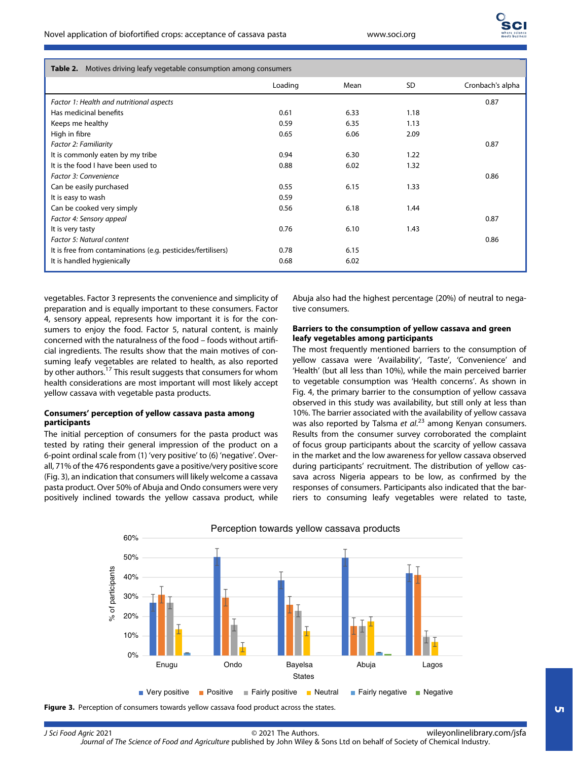**Table 2.** Motives driving leafy vegetable consumption among consumers

| | Loading | Mean | SD | Cronbach's alpha |
|---|---|---|---|---|
| *Factor 1: Health and nutritional aspects* | | | | 0.87 |
| Has medicinal benefits | 0.61 | 6.33 | 1.18 | |
| Keeps me healthy | 0.59 | 6.35 | 1.13 | |
| High in fibre | 0.65 | 6.06 | 2.09 | |
| *Factor 2: Familiarity* | | | | 0.87 |
| It is commonly eaten by my tribe | 0.94 | 6.30 | 1.22 | |
| It is the food I have been used to | 0.88 | 6.02 | 1.32 | |
| *Factor 3: Convenience* | | | | 0.86 |
| Can be easily purchased | 0.55 | 6.15 | 1.33 | |
| It is easy to wash | 0.59 | | | |
| Can be cooked very simply | 0.56 | 6.18 | 1.44 | |
| *Factor 4: Sensory appeal* | | | | 0.87 |
| It is very tasty | 0.76 | 6.10 | 1.43 | |
| *Factor 5: Natural content* | | | | 0.86 |
| It is free from contaminations (e.g. pesticides/fertilisers) | 0.78 | 6.15 | | |
| It is handled hygienically | 0.68 | 6.02 | | |

vegetables. Factor 3 represents the convenience and simplicity of preparation and is equally important to these consumers. Factor 4, sensory appeal, represents how important it is for the consumers to enjoy the food. Factor 5, natural content, is mainly concerned with the naturalness of the food – foods without artificial ingredients. The results show that the main motives of consuming leafy vegetables are related to health, as also reported by other authors.[17] This result suggests that consumers for whom health considerations are most important will most likely accept yellow cassava with vegetable pasta products.

### Consumers' perception of yellow cassava pasta among participants

The initial perception of consumers for the pasta product was tested by rating their general impression of the product on a 6-point ordinal scale from (1) 'very positive' to (6) 'negative'. Overall, 71% of the 476 respondents gave a positive/very positive score (Fig. 3), an indication that consumers will likely welcome a cassava pasta product. Over 50% of Abuja and Ondo consumers were very positively inclined towards the yellow cassava product, while Abuja also had the highest percentage (20%) of neutral to negative consumers.

### Barriers to the consumption of yellow cassava and green leafy vegetables among participants

The most frequently mentioned barriers to the consumption of yellow cassava were 'Availability', 'Taste', 'Convenience' and 'Health' (but all less than 10%), while the main perceived barrier to vegetable consumption was 'Health concerns'. As shown in Fig. 4, the primary barrier to the consumption of yellow cassava observed in this study was availability, but still only at less than 10%. The barrier associated with the availability of yellow cassava was also reported by Talsma *et al.*[23] among Kenyan consumers. Results from the consumer survey corroborated the complaint of focus group participants about the scarcity of yellow cassava in the market and the low awareness for yellow cassava observed during participants' recruitment. The distribution of yellow cassava across Nigeria appears to be low, as confirmed by the responses of consumers. Participants also indicated that the barriers to consuming leafy vegetables were related to taste,

**Figure 3.** Perception of consumers towards yellow cassava food product across the states.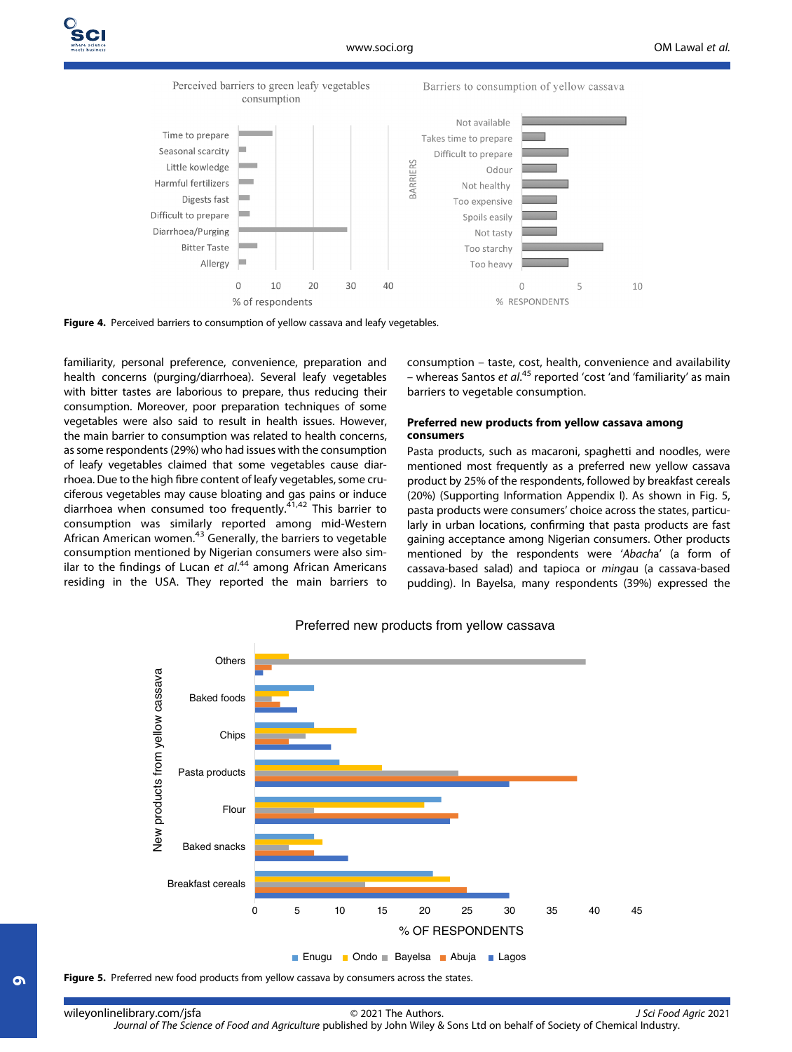Figure 4. Perceived barriers to consumption of yellow cassava and leafy vegetables.

familiarity, personal preference, convenience, preparation and health concerns (purging/diarrhoea). Several leafy vegetables with bitter tastes are laborious to prepare, thus reducing their consumption. Moreover, poor preparation techniques of some vegetables were also said to result in health issues. However, the main barrier to consumption was related to health concerns, as some respondents (29%) who had issues with the consumption of leafy vegetables claimed that some vegetables cause diarrhoea. Due to the high fibre content of leafy vegetables, some cruciferous vegetables may cause bloating and gas pains or induce diarrhoea when consumed too frequently.[41,42] This barrier to consumption was similarly reported among mid-Western African American women.[43] Generally, the barriers to vegetable consumption mentioned by Nigerian consumers were also similar to the findings of Lucan *et al.*[44] among African Americans residing in the USA. They reported the main barriers to consumption – taste, cost, health, convenience and availability – whereas Santos *et al.*[45] reported 'cost 'and 'familiarity' as main barriers to vegetable consumption.

### Preferred new products from yellow cassava among consumers

Pasta products, such as macaroni, spaghetti and noodles, were mentioned most frequently as a preferred new yellow cassava product by 25% of the respondents, followed by breakfast cereals (20%) (Supporting Information Appendix I). As shown in Fig. 5, pasta products were consumers' choice across the states, particularly in urban locations, confirming that pasta products are fast gaining acceptance among Nigerian consumers. Other products mentioned by the respondents were '*Abacha*' (a form of cassava-based salad) and tapioca or *ming*au (a cassava-based pudding). In Bayelsa, many respondents (39%) expressed the

Figure 5. Preferred new food products from yellow cassava by consumers across the states.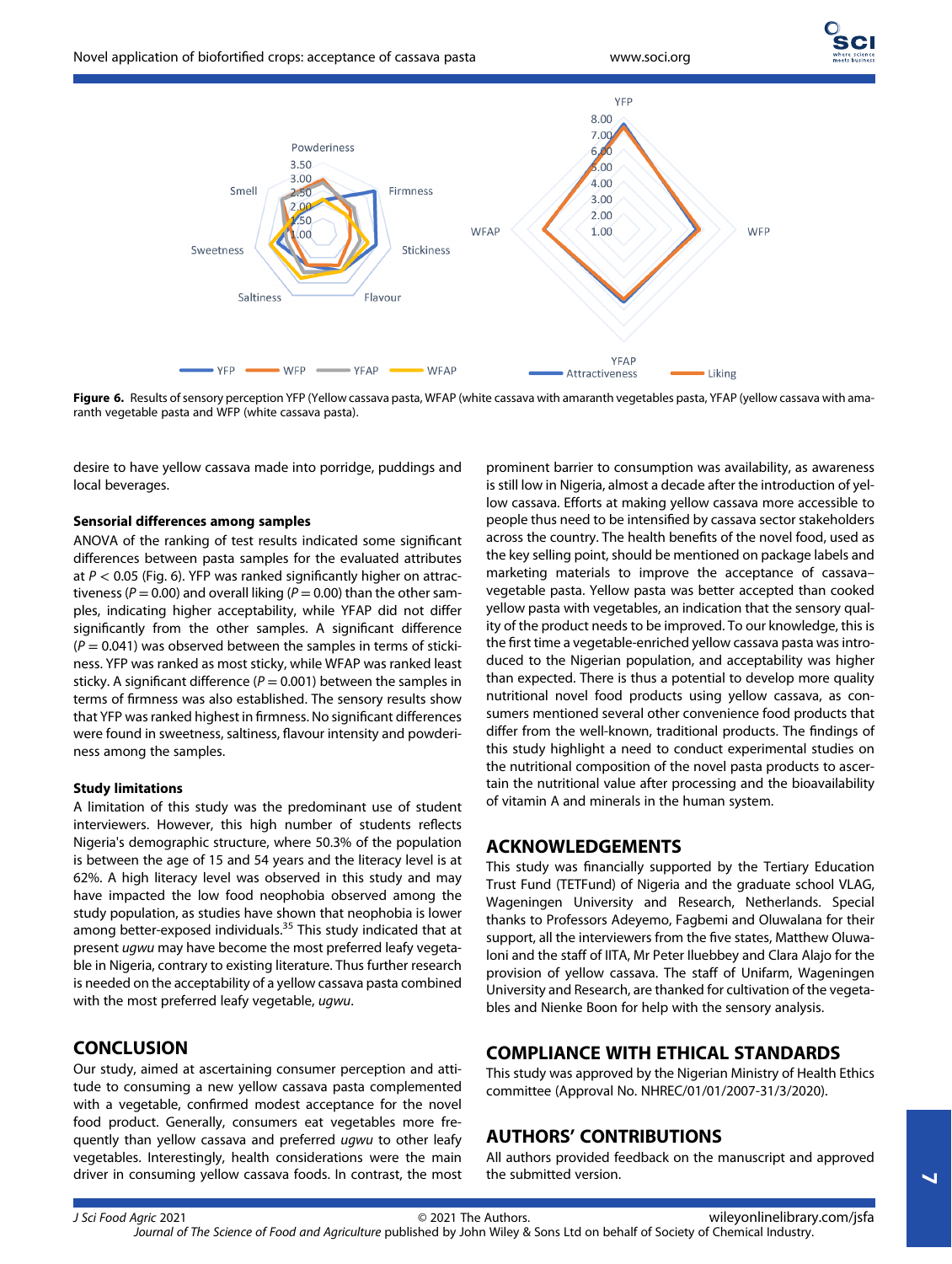**Figure 6.** Results of sensory perception YFP (Yellow cassava pasta, WFAP (white cassava with amaranth vegetables pasta, YFAP (yellow cassava with amaranth vegetable pasta and WFP (white cassava pasta).

desire to have yellow cassava made into porridge, puddings and local beverages.

### Sensorial differences among samples

ANOVA of the ranking of test results indicated some significant differences between pasta samples for the evaluated attributes at $P < 0.05$ (Fig. 6). YFP was ranked significantly higher on attractiveness ($P = 0.00$) and overall liking ($P = 0.00$) than the other samples, indicating higher acceptability, while YFAP did not differ significantly from the other samples. A significant difference ($P = 0.041$) was observed between the samples in terms of stickiness. YFP was ranked as most sticky, while WFAP was ranked least sticky. A significant difference ($P = 0.001$) between the samples in terms of firmness was also established. The sensory results show that YFP was ranked highest in firmness. No significant differences were found in sweetness, saltiness, flavour intensity and powderiness among the samples.

### Study limitations

A limitation of this study was the predominant use of student interviewers. However, this high number of students reflects Nigeria's demographic structure, where 50.3% of the population is between the age of 15 and 54 years and the literacy level is at 62%. A high literacy level was observed in this study and may have impacted the low food neophobia observed among the study population, as studies have shown that neophobia is lower among better-exposed individuals.[35] This study indicated that at present *ugwu* may have become the most preferred leafy vegetable in Nigeria, contrary to existing literature. Thus further research is needed on the acceptability of a yellow cassava pasta combined with the most preferred leafy vegetable, *ugwu*.

## CONCLUSION

Our study, aimed at ascertaining consumer perception and attitude to consuming a new yellow cassava pasta complemented with a vegetable, confirmed modest acceptance for the novel food product. Generally, consumers eat vegetables more frequently than yellow cassava and preferred *ugwu* to other leafy vegetables. Interestingly, health considerations were the main driver in consuming yellow cassava foods. In contrast, the most prominent barrier to consumption was availability, as awareness is still low in Nigeria, almost a decade after the introduction of yellow cassava. Efforts at making yellow cassava more accessible to people thus need to be intensified by cassava sector stakeholders across the country. The health benefits of the novel food, used as the key selling point, should be mentioned on package labels and marketing materials to improve the acceptance of cassava–vegetable pasta. Yellow pasta was better accepted than cooked yellow pasta with vegetables, an indication that the sensory quality of the product needs to be improved. To our knowledge, this is the first time a vegetable-enriched yellow cassava pasta was introduced to the Nigerian population, and acceptability was higher than expected. There is thus a potential to develop more quality nutritional novel food products using yellow cassava, as consumers mentioned several other convenience food products that differ from the well-known, traditional products. The findings of this study highlight a need to conduct experimental studies on the nutritional composition of the novel pasta products to ascertain the nutritional value after processing and the bioavailability of vitamin A and minerals in the human system.

## ACKNOWLEDGEMENTS

This study was financially supported by the Tertiary Education Trust Fund (TETFund) of Nigeria and the graduate school VLAG, Wageningen University and Research, Netherlands. Special thanks to Professors Adeyemo, Fagbemi and Oluwalana for their support, all the interviewers from the five states, Matthew Oluwaloni and the staff of IITA, Mr Peter Iluebbey and Clara Alajo for the provision of yellow cassava. The staff of Unifarm, Wageningen University and Research, are thanked for cultivation of the vegetables and Nienke Boon for help with the sensory analysis.

## COMPLIANCE WITH ETHICAL STANDARDS

This study was approved by the Nigerian Ministry of Health Ethics committee (Approval No. NHREC/01/01/2007-31/3/2020).

## AUTHORS' CONTRIBUTIONS

All authors provided feedback on the manuscript and approved the submitted version.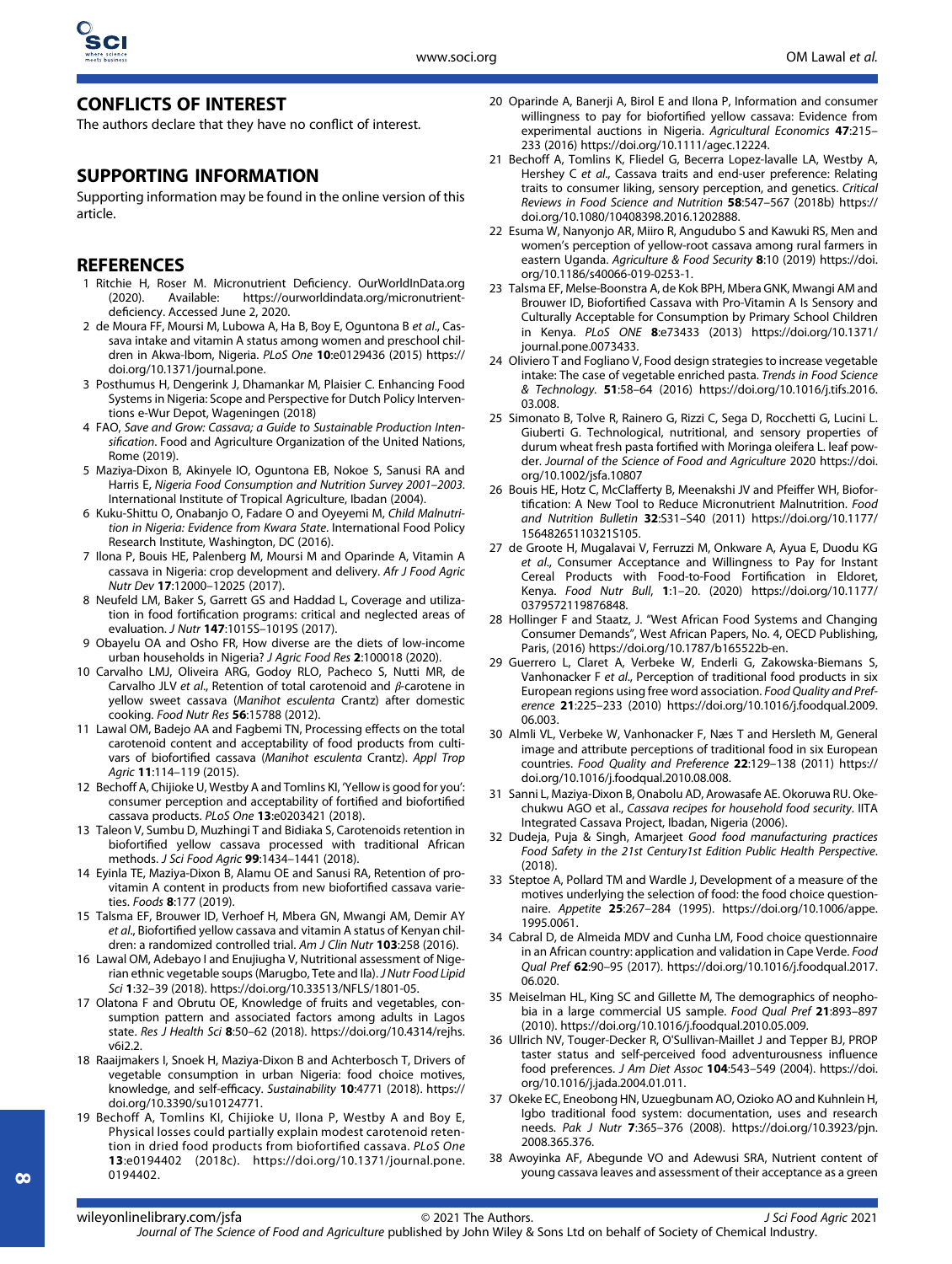## CONFLICTS OF INTEREST

The authors declare that they have no conflict of interest.

## SUPPORTING INFORMATION

Supporting information may be found in the online version of this article.

## REFERENCES

1. Ritchie H, Roser M. Micronutrient Deficiency. OurWorldInData.org (2020). Available: https://ourworldindata.org/micronutrient-deficiency. Accessed June 2, 2020.
2. de Moura FF, Moursi M, Lubowa A, Ha B, Boy E, Oguntona B *et al*., Cassava intake and vitamin A status among women and preschool children in Akwa-Ibom, Nigeria. *PLoS One* **10**:e0129436 (2015) https://doi.org/10.1371/journal.pone.
3. Posthumus H, Dengerink J, Dhamankar M, Plaisier C. Enhancing Food Systems in Nigeria: Scope and Perspective for Dutch Policy Interventions e-Wur Depot, Wageningen (2018)
4. FAO, *Save and Grow: Cassava; a Guide to Sustainable Production Intensification*. Food and Agriculture Organization of the United Nations, Rome (2019).
5. Maziya-Dixon B, Akinyele IO, Oguntona EB, Nokoe S, Sanusi RA and Harris E, *Nigeria Food Consumption and Nutrition Survey 2001–2003*. International Institute of Tropical Agriculture, Ibadan (2004).
6. Kuku-Shittu O, Onabanjo O, Fadare O and Oyeyemi M, *Child Malnutrition in Nigeria: Evidence from Kwara State*. International Food Policy Research Institute, Washington, DC (2016).
7. Ilona P, Bouis HE, Palenberg M, Moursi M and Oparinde A, Vitamin A cassava in Nigeria: crop development and delivery. *Afr J Food Agric Nutr Dev* **17**:12000–12025 (2017).
8. Neufeld LM, Baker S, Garrett GS and Haddad L, Coverage and utilization in food fortification programs: critical and neglected areas of evaluation. *J Nutr* **147**:1015S–1019S (2017).
9. Obayelu OA and Osho FR, How diverse are the diets of low-income urban households in Nigeria? *J Agric Food Res* **2**:100018 (2020).
10. Carvalho LMJ, Oliveira ARG, Godoy RLO, Pacheco S, Nutti MR, de Carvalho JLV *et al*., Retention of total carotenoid and *β*-carotene in yellow sweet cassava (*Manihot esculenta* Crantz) after domestic cooking. *Food Nutr Res* **56**:15788 (2012).
11. Lawal OM, Badejo AA and Fagbemi TN, Processing effects on the total carotenoid content and acceptability of food products from cultivars of biofortified cassava (*Manihot esculenta* Crantz). *Appl Trop Agric* **11**:114–119 (2015).
12. Bechoff A, Chijioke U, Westby A and Tomlins KI, 'Yellow is good for you': consumer perception and acceptability of fortified and biofortified cassava products. *PLoS One* **13**:e0203421 (2018).
13. Taleon V, Sumbu D, Muzhingi T and Bidiaka S, Carotenoids retention in biofortified yellow cassava processed with traditional African methods. *J Sci Food Agric* **99**:1434–1441 (2018).
14. Eyinla TE, Maziya-Dixon B, Alamu OE and Sanusi RA, Retention of pro-vitamin A content in products from new biofortified cassava varieties. *Foods* **8**:177 (2019).
15. Talsma EF, Brouwer ID, Verhoef H, Mbera GN, Mwangi AM, Demir AY *et al*., Biofortified yellow cassava and vitamin A status of Kenyan children: a randomized controlled trial. *Am J Clin Nutr* **103**:258 (2016).
16. Lawal OM, Adebayo I and Enujiugha V, Nutritional assessment of Nigerian ethnic vegetable soups (Marugbo, Tete and Ila). *J Nutr Food Lipid Sci* **1**:32–39 (2018). https://doi.org/10.33513/NFLS/1801-05.
17. Olatona F and Obrutu OE, Knowledge of fruits and vegetables, consumption pattern and associated factors among adults in Lagos state. *Res J Health Sci* **8**:50–62 (2018). https://doi.org/10.4314/rejhs.v6i2.2.
18. Raaijmakers I, Snoek H, Maziya-Dixon B and Achterbosch T, Drivers of vegetable consumption in urban Nigeria: food choice motives, knowledge, and self-efficacy. *Sustainability* **10**:4771 (2018). https://doi.org/10.3390/su10124771.
19. Bechoff A, Tomlins KI, Chijioke U, Ilona P, Westby A and Boy E, Physical losses could partially explain modest carotenoid retention in dried food products from biofortified cassava. *PLoS One* **13**:e0194402 (2018c). https://doi.org/10.1371/journal.pone.0194402.
20. Oparinde A, Banerji A, Birol E and Ilona P, Information and consumer willingness to pay for biofortified yellow cassava: Evidence from experimental auctions in Nigeria. *Agricultural Economics* **47**:215–233 (2016) https://doi.org/10.1111/agec.12224.
21. Bechoff A, Tomlins K, Fliedel G, Becerra Lopez-lavalle LA, Westby A, Hershey C *et al*., Cassava traits and end-user preference: Relating traits to consumer liking, sensory perception, and genetics. *Critical Reviews in Food Science and Nutrition* **58**:547–567 (2018b) https://doi.org/10.1080/10408398.2016.1202888.
22. Esuma W, Nanyonjo AR, Miiro R, Angudubo S and Kawuki RS, Men and women's perception of yellow-root cassava among rural farmers in eastern Uganda. *Agriculture & Food Security* **8**:10 (2019) https://doi.org/10.1186/s40066-019-0253-1.
23. Talsma EF, Melse-Boonstra A, de Kok BPH, Mbera GNK, Mwangi AM and Brouwer ID, Biofortified Cassava with Pro-Vitamin A Is Sensory and Culturally Acceptable for Consumption by Primary School Children in Kenya. *PLoS ONE* **8**:e73433 (2013) https://doi.org/10.1371/journal.pone.0073433.
24. Oliviero T and Fogliano V, Food design strategies to increase vegetable intake: The case of vegetable enriched pasta. *Trends in Food Science & Technology.* **51**:58–64 (2016) https://doi.org/10.1016/j.tifs.2016.03.008.
25. Simonato B, Tolve R, Rainero G, Rizzi C, Sega D, Rocchetti G, Lucini L. Giuberti G. Technological, nutritional, and sensory properties of durum wheat fresh pasta fortified with Moringa oleifera L. leaf powder. *Journal of the Science of Food and Agriculture* 2020 https://doi.org/10.1002/jsfa.10807
26. Bouis HE, Hotz C, McClafferty B, Meenakshi JV and Pfeiffer WH, Biofortification: A New Tool to Reduce Micronutrient Malnutrition. *Food and Nutrition Bulletin* **32**:S31–S40 (2011) https://doi.org/10.1177/15648265110321S105.
27. de Groote H, Mugalavai V, Ferruzzi M, Onkware A, Ayua E, Duodu KG *et al*., Consumer Acceptance and Willingness to Pay for Instant Cereal Products with Food-to-Food Fortification in Eldoret, Kenya. *Food Nutr Bull*, **1**:1–20. (2020) https://doi.org/10.1177/0379572119876848.
28. Hollinger F and Staatz, J. "West African Food Systems and Changing Consumer Demands", West African Papers, No. 4, OECD Publishing, Paris, (2016) https://doi.org/10.1787/b165522b-en.
29. Guerrero L, Claret A, Verbeke W, Enderli G, Zakowska-Biemans S, Vanhonacker F *et al*., Perception of traditional food products in six European regions using free word association. *Food Quality and Preference* **21**:225–233 (2010) https://doi.org/10.1016/j.foodqual.2009.06.003.
30. Almli VL, Verbeke W, Vanhonacker F, Næs T and Hersleth M, General image and attribute perceptions of traditional food in six European countries. *Food Quality and Preference* **22**:129–138 (2011) https://doi.org/10.1016/j.foodqual.2010.08.008.
31. Sanni L, Maziya-Dixon B, Onabolu AD, Arowasafe AE. Okoruwa RU. Okechukwu AGO et al., *Cassava recipes for household food security*. IITA Integrated Cassava Project, Ibadan, Nigeria (2006).
32. Dudeja, Puja & Singh, Amarjeet *Good food manufacturing practices Food Safety in the 21st Century1st Edition Public Health Perspective*. (2018).
33. Steptoe A, Pollard TM and Wardle J, Development of a measure of the motives underlying the selection of food: the food choice questionnaire. *Appetite* **25**:267–284 (1995). https://doi.org/10.1006/appe.1995.0061.
34. Cabral D, de Almeida MDV and Cunha LM, Food choice questionnaire in an African country: application and validation in Cape Verde. *Food Qual Pref* **62**:90–95 (2017). https://doi.org/10.1016/j.foodqual.2017.06.020.
35. Meiselman HL, King SC and Gillette M, The demographics of neophobia in a large commercial US sample. *Food Qual Pref* **21**:893–897 (2010). https://doi.org/10.1016/j.foodqual.2010.05.009.
36. Ullrich NV, Touger-Decker R, O'Sullivan-Maillet J and Tepper BJ, PROP taster status and self-perceived food adventurousness influence food preferences. *J Am Diet Assoc* **104**:543–549 (2004). https://doi.org/10.1016/j.jada.2004.01.011.
37. Okeke EC, Eneobong HN, Uzuegbunam AO, Ozioko AO and Kuhnlein H, Igbo traditional food system: documentation, uses and research needs. *Pak J Nutr* **7**:365–376 (2008). https://doi.org/10.3923/pjn.2008.365.376.
38. Awoyinka AF, Abegunde VO and Adewusi SRA, Nutrient content of young cassava leaves and assessment of their acceptance as a green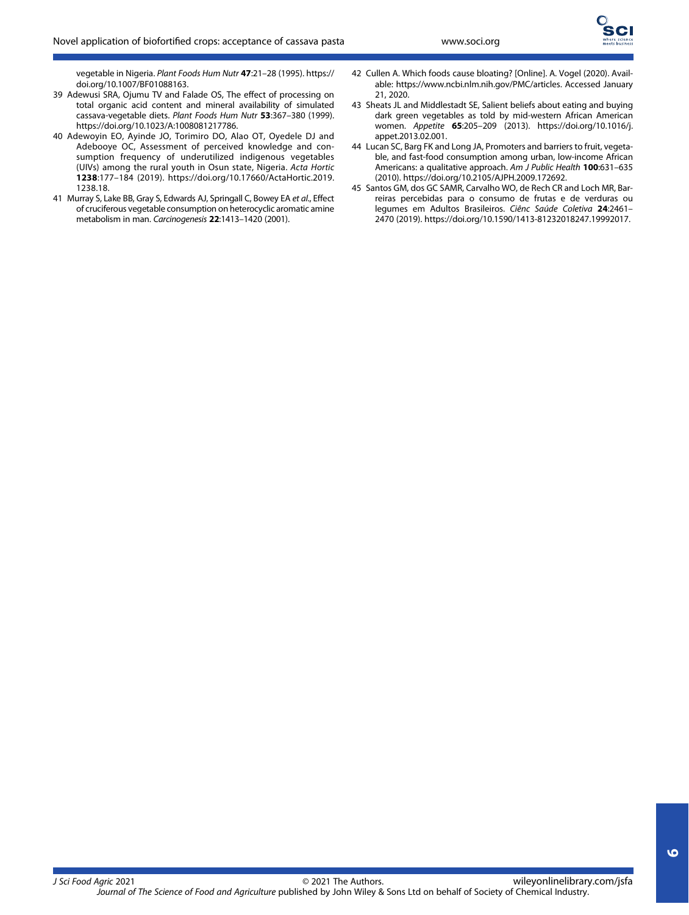vegetable in Nigeria. *Plant Foods Hum Nutr* **47**:21–28 (1995). https://doi.org/10.1007/BF01088163.

39 Adewusi SRA, Ojumu TV and Falade OS, The effect of processing on total organic acid content and mineral availability of simulated cassava-vegetable diets. *Plant Foods Hum Nutr* **53**:367–380 (1999). https://doi.org/10.1023/A:1008081217786.

40 Adewoyin EO, Ayinde JO, Torimiro DO, Alao OT, Oyedele DJ and Adebooye OC, Assessment of perceived knowledge and consumption frequency of underutilized indigenous vegetables (UIVs) among the rural youth in Osun state, Nigeria. *Acta Hortic* **1238**:177–184 (2019). https://doi.org/10.17660/ActaHortic.2019.1238.18.

41 Murray S, Lake BB, Gray S, Edwards AJ, Springall C, Bowey EA *et al*., Effect of cruciferous vegetable consumption on heterocyclic aromatic amine metabolism in man. *Carcinogenesis* **22**:1413–1420 (2001).

42 Cullen A. Which foods cause bloating? [Online]. A. Vogel (2020). Available: https://www.ncbi.nlm.nih.gov/PMC/articles. Accessed January 21, 2020.

43 Sheats JL and Middlestadt SE, Salient beliefs about eating and buying dark green vegetables as told by mid-western African American women. *Appetite* **65**:205–209 (2013). https://doi.org/10.1016/j.appet.2013.02.001.

44 Lucan SC, Barg FK and Long JA, Promoters and barriers to fruit, vegetable, and fast-food consumption among urban, low-income African Americans: a qualitative approach. *Am J Public Health* **100**:631–635 (2010). https://doi.org/10.2105/AJPH.2009.172692.

45 Santos GM, dos GC SAMR, Carvalho WO, de Rech CR and Loch MR, Barreiras percebidas para o consumo de frutas e de verduras ou legumes em Adultos Brasileiros. *Ciênc Saúde Coletiva* **24**:2461–2470 (2019). https://doi.org/10.1590/1413-81232018247.19992017.